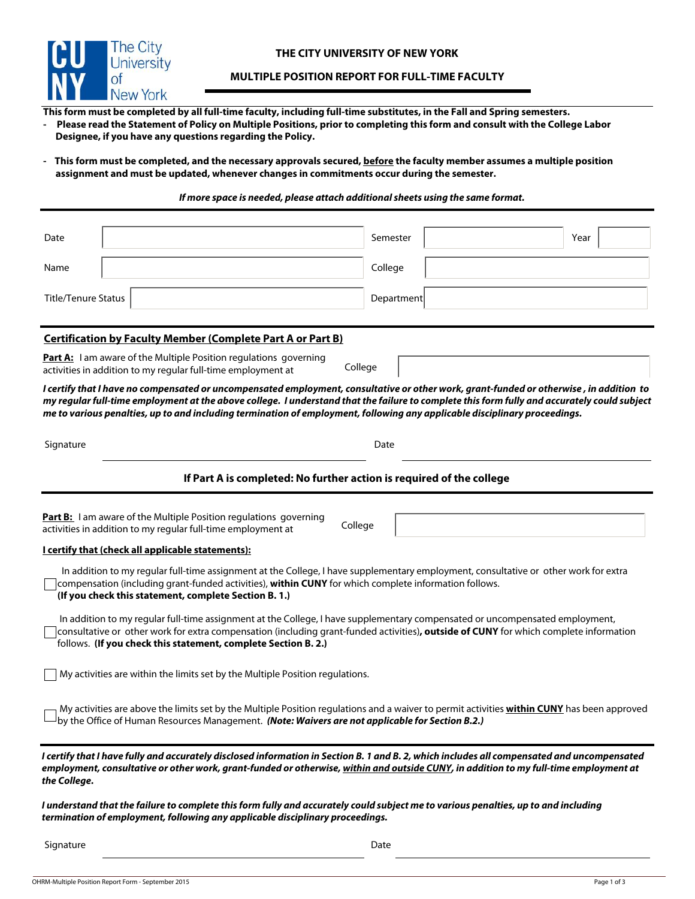# THE CITY UNIVERSITY OF NEW YORK

## MULTIPLE POSITION REPORT FOR FULL-TIME FACULTY

**This form must be completed by all full-time faculty, including full-time substitutes, in the Fall and Spring semesters.**

- **Please read the Statement of Policy on Multiple Positions, prior to completing this form and consult with the College Labor Designee, if you have any questions regarding the Policy.**

- **This form must be completed, and the necessary approvals secured, <u>before</u> the faculty member assumes a multiple position assignment and must be updated, whenever changes in commitments occur during the semester.**

***If more space is needed, please attach additional sheets using the same format.***

| | | | | | |
|---|---|---|---|---|---|
| Date | | Semester | | Year | |
| Name | | College | | | |
| Title/Tenure Status | | Department | | | |

### Certification by Faculty Member (Complete Part A or Part B)

**Part A:** I am aware of the Multiple Position regulations governing activities in addition to my regular full-time employment at College ____________

***I certify that I have no compensated or uncompensated employment, consultative or other work, grant-funded or otherwise , in addition to my regular full-time employment at the above college. I understand that the failure to complete this form fully and accurately could subject me to various penalties, up to and including termination of employment, following any applicable disciplinary proceedings.***

Signature ______________________ Date ______________________

**If Part A is completed: No further action is required of the college**

---

**Part B:** I am aware of the Multiple Position regulations governing activities in addition to my regular full-time employment at College ____________

**I certify that (check all applicable statements):**

- ☐ In addition to my regular full-time assignment at the College, I have supplementary employment, consultative or other work for extra compensation (including grant-funded activities), **within CUNY** for which complete information follows. **(If you check this statement, complete Section B. 1.)**

- ☐ In addition to my regular full-time assignment at the College, I have supplementary compensated or uncompensated employment, consultative or other work for extra compensation (including grant-funded activities)**, outside of CUNY** for which complete information follows. **(If you check this statement, complete Section B. 2.)**

- ☐ My activities are within the limits set by the Multiple Position regulations.

- ☐ My activities are above the limits set by the Multiple Position regulations and a waiver to permit activities **<u>within CUNY</u>** has been approved by the Office of Human Resources Management. ***(Note: Waivers are not applicable for Section B.2.)***

***I certify that I have fully and accurately disclosed information in Section B. 1 and B. 2, which includes all compensated and uncompensated employment, consultative or other work, grant-funded or otherwise, <u>within and outside CUNY</u>, in addition to my full-time employment at the College.***

***I understand that the failure to complete this form fully and accurately could subject me to various penalties, up to and including termination of employment, following any applicable disciplinary proceedings.***

Signature ______________________ Date ______________________

OHRM-Multiple Position Report Form - September 2015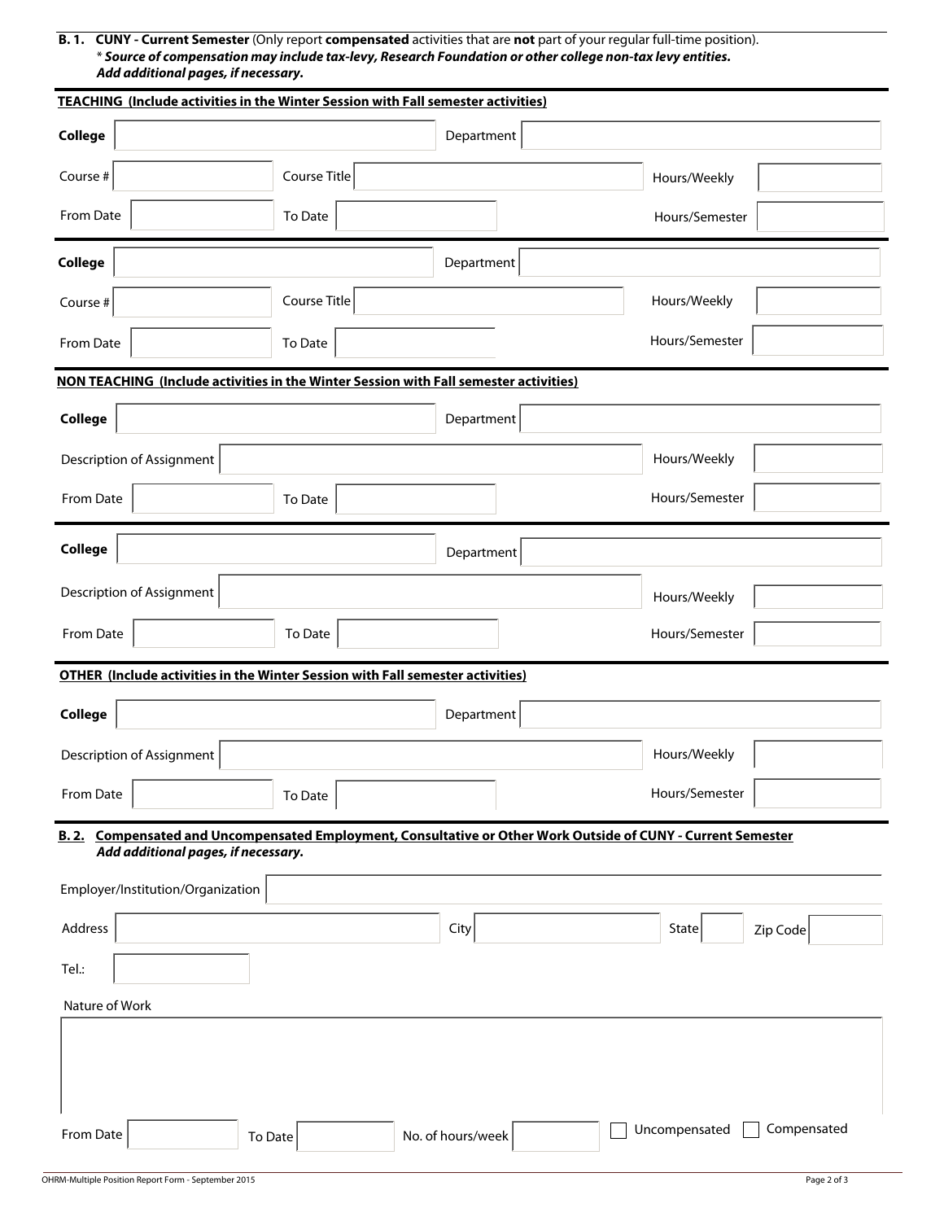**B. 1. CUNY - Current Semester** (Only report **compensated** activities that are **not** part of your regular full-time position).
***\* Source of compensation may include tax-levy, Research Foundation or other college non-tax levy entities.***
***Add additional pages, if necessary.***

**TEACHING (Include activities in the Winter Session with Fall semester activities)**

| | | | | | |
|---|---|---|---|---|---|
| **College** | | Department | | | |
| Course # | | Course Title | | Hours/Weekly | |
| From Date | | To Date | | Hours/Semester | |

| | | | | | |
|---|---|---|---|---|---|
| **College** | | Department | | | |
| Course # | | Course Title | | Hours/Weekly | |
| From Date | | To Date | | Hours/Semester | |

**NON TEACHING (Include activities in the Winter Session with Fall semester activities)**

| | | | | | |
|---|---|---|---|---|---|
| **College** | | Department | | | |
| Description of Assignment | | | | Hours/Weekly | |
| From Date | | To Date | | Hours/Semester | |

| | | | | | |
|---|---|---|---|---|---|
| **College** | | Department | | | |
| Description of Assignment | | | | Hours/Weekly | |
| From Date | | To Date | | Hours/Semester | |

**OTHER (Include activities in the Winter Session with Fall semester activities)**

| | | | | | |
|---|---|---|---|---|---|
| **College** | | Department | | | |
| Description of Assignment | | | | Hours/Weekly | |
| From Date | | To Date | | Hours/Semester | |

**B. 2. Compensated and Uncompensated Employment, Consultative or Other Work Outside of CUNY - Current Semester**
***Add additional pages, if necessary.***

Employer/Institution/Organization

Address | City | State | Zip Code

Tel.:

Nature of Work

From Date | To Date | No. of hours/week | ☐ Uncompensated ☐ Compensated

OHRM-Multiple Position Report Form - September 2015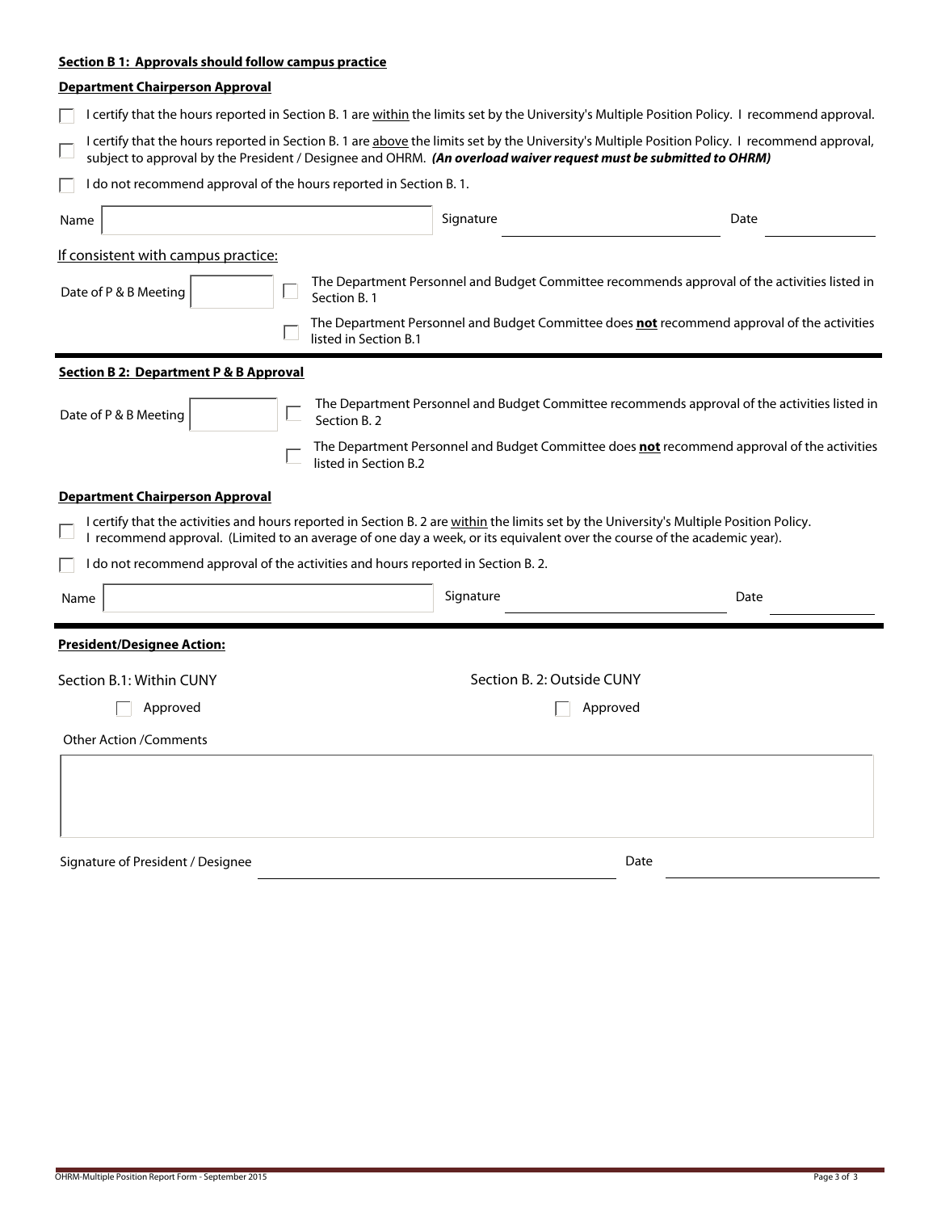**Section B 1: Approvals should follow campus practice**

**Department Chairperson Approval**

☐ I certify that the hours reported in Section B. 1 are within the limits set by the University's Multiple Position Policy. I recommend approval.

☐ I certify that the hours reported in Section B. 1 are above the limits set by the University's Multiple Position Policy. I recommend approval, subject to approval by the President / Designee and OHRM. ***(An overload waiver request must be submitted to OHRM)***

☐ I do not recommend approval of the hours reported in Section B. 1.

Name ______________________ Signature ______________________ Date ______________

If consistent with campus practice:

Date of P & B Meeting ________

☐ The Department Personnel and Budget Committee recommends approval of the activities listed in Section B. 1

☐ The Department Personnel and Budget Committee does **not** recommend approval of the activities listed in Section B.1

**Section B 2: Department P & B Approval**

Date of P & B Meeting ________

☐ The Department Personnel and Budget Committee recommends approval of the activities listed in Section B. 2

☐ The Department Personnel and Budget Committee does **not** recommend approval of the activities listed in Section B.2

**Department Chairperson Approval**

☐ I certify that the activities and hours reported in Section B. 2 are within the limits set by the University's Multiple Position Policy. I recommend approval. (Limited to an average of one day a week, or its equivalent over the course of the academic year).

☐ I do not recommend approval of the activities and hours reported in Section B. 2.

Name ______________________ Signature ______________________ Date ______________

**President/Designee Action:**

Section B.1: Within CUNY

☐ Approved

Section B. 2: Outside CUNY

☐ Approved

Other Action /Comments

Signature of President / Designee ______________________ Date ______________

OHRM-Multiple Position Report Form - September 2015